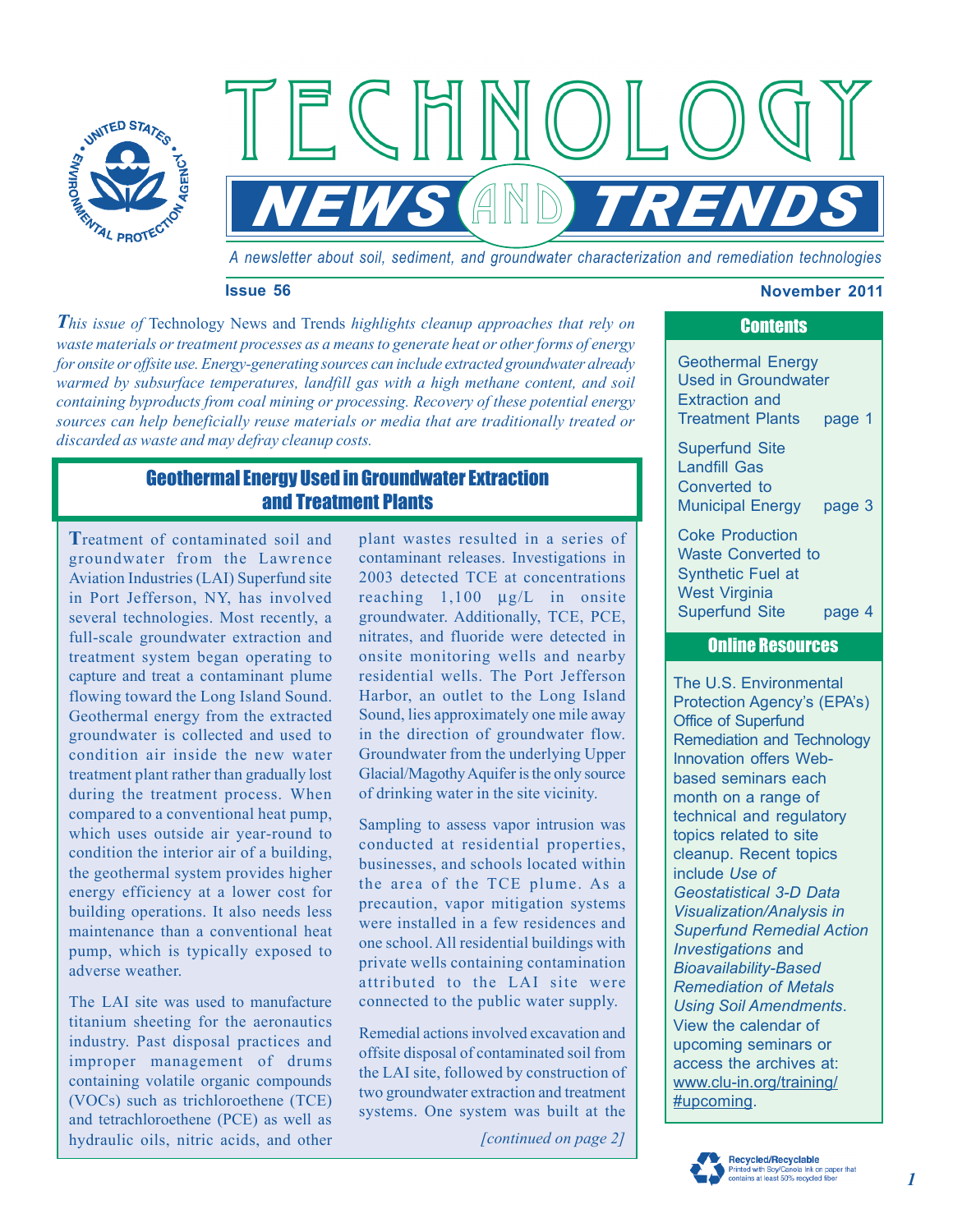# TECHNOLOGY NEWS AND TRENDS

*A newsletter about soil, sediment, and groundwater characterization and remediation technologies*

**Issue 56** **November 2011**

*This issue of* Technology News and Trends *highlights cleanup approaches that rely on waste materials or treatment processes as a means to generate heat or other forms of energy for onsite or offsite use. Energy-generating sources can include extracted groundwater already warmed by subsurface temperatures, landfill gas with a high methane content, and soil containing byproducts from coal mining or processing. Recovery of these potential energy sources can help beneficially reuse materials or media that are traditionally treated or discarded as waste and may defray cleanup costs.*

## Geothermal Energy Used in Groundwater Extraction and Treatment Plants

Treatment of contaminated soil and groundwater from the Lawrence Aviation Industries (LAI) Superfund site in Port Jefferson, NY, has involved several technologies. Most recently, a full-scale groundwater extraction and treatment system began operating to capture and treat a contaminant plume flowing toward the Long Island Sound. Geothermal energy from the extracted groundwater is collected and used to condition air inside the new water treatment plant rather than gradually lost during the treatment process. When compared to a conventional heat pump, which uses outside air year-round to condition the interior air of a building, the geothermal system provides higher energy efficiency at a lower cost for building operations. It also needs less maintenance than a conventional heat pump, which is typically exposed to adverse weather.

The LAI site was used to manufacture titanium sheeting for the aeronautics industry. Past disposal practices and improper management of drums containing volatile organic compounds (VOCs) such as trichloroethene (TCE) and tetrachloroethene (PCE) as well as hydraulic oils, nitric acids, and other plant wastes resulted in a series of contaminant releases. Investigations in 2003 detected TCE at concentrations reaching 1,100 µg/L in onsite groundwater. Additionally, TCE, PCE, nitrates, and fluoride were detected in onsite monitoring wells and nearby residential wells. The Port Jefferson Harbor, an outlet to the Long Island Sound, lies approximately one mile away in the direction of groundwater flow. Groundwater from the underlying Upper Glacial/Magothy Aquifer is the only source of drinking water in the site vicinity.

Sampling to assess vapor intrusion was conducted at residential properties, businesses, and schools located within the area of the TCE plume. As a precaution, vapor mitigation systems were installed in a few residences and one school. All residential buildings with private wells containing contamination attributed to the LAI site were connected to the public water supply.

Remedial actions involved excavation and offsite disposal of contaminated soil from the LAI site, followed by construction of two groundwater extraction and treatment systems. One system was built at the

*[continued on page 2]*

### Contents

- Geothermal Energy Used in Groundwater Extraction and Treatment Plants — page 1
- Superfund Site Landfill Gas Converted to Municipal Energy — page 3
- Coke Production Waste Converted to Synthetic Fuel at West Virginia Superfund Site — page 4

### Online Resources

The U.S. Environmental Protection Agency's (EPA's) Office of Superfund Remediation and Technology Innovation offers Web-based seminars each month on a range of technical and regulatory topics related to site cleanup. Recent topics include *Use of Geostatistical 3-D Data Visualization/Analysis in Superfund Remedial Action Investigations* and *Bioavailability-Based Remediation of Metals Using Soil Amendments*. View the calendar of upcoming seminars or access the archives at: www.clu-in.org/training/#upcoming.

Recycled/Recyclable
Printed with Soy/Canola ink on paper that contains at least 50% recycled fiber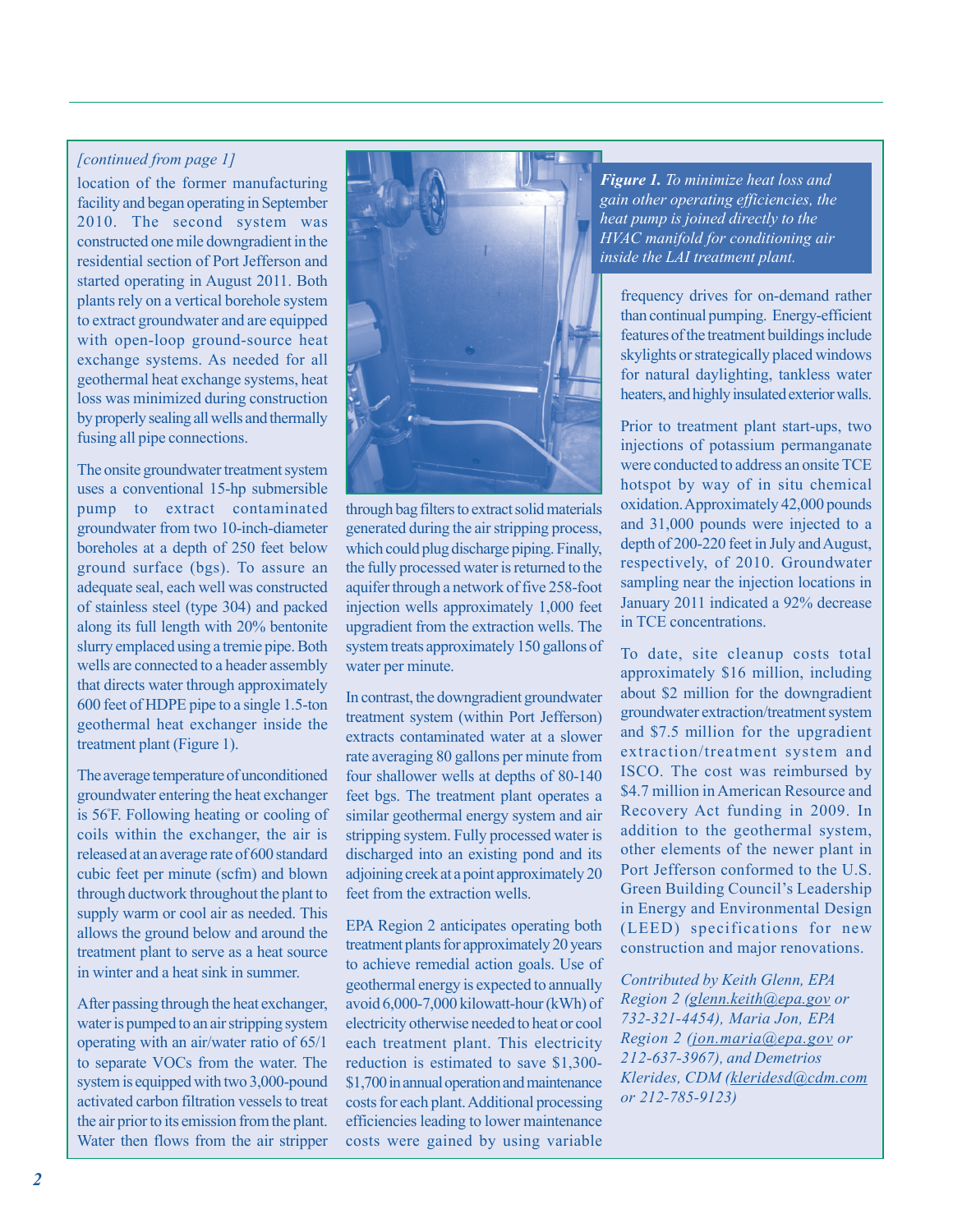*[continued from page 1]*

location of the former manufacturing facility and began operating in September 2010. The second system was constructed one mile downgradient in the residential section of Port Jefferson and started operating in August 2011. Both plants rely on a vertical borehole system to extract groundwater and are equipped with open-loop ground-source heat exchange systems. As needed for all geothermal heat exchange systems, heat loss was minimized during construction by properly sealing all wells and thermally fusing all pipe connections.

The onsite groundwater treatment system uses a conventional 15-hp submersible pump to extract contaminated groundwater from two 10-inch-diameter boreholes at a depth of 250 feet below ground surface (bgs). To assure an adequate seal, each well was constructed of stainless steel (type 304) and packed along its full length with 20% bentonite slurry emplaced using a tremie pipe. Both wells are connected to a header assembly that directs water through approximately 600 feet of HDPE pipe to a single 1.5-ton geothermal heat exchanger inside the treatment plant (Figure 1).

The average temperature of unconditioned groundwater entering the heat exchanger is 56°F. Following heating or cooling of coils within the exchanger, the air is released at an average rate of 600 standard cubic feet per minute (scfm) and blown through ductwork throughout the plant to supply warm or cool air as needed. This allows the ground below and around the treatment plant to serve as a heat source in winter and a heat sink in summer.

After passing through the heat exchanger, water is pumped to an air stripping system operating with an air/water ratio of 65/1 to separate VOCs from the water. The system is equipped with two 3,000-pound activated carbon filtration vessels to treat the air prior to its emission from the plant. Water then flows from the air stripper through bag filters to extract solid materials generated during the air stripping process, which could plug discharge piping. Finally, the fully processed water is returned to the aquifer through a network of five 258-foot injection wells approximately 1,000 feet upgradient from the extraction wells. The system treats approximately 150 gallons of water per minute.

***Figure 1.*** *To minimize heat loss and gain other operating efficiencies, the heat pump is joined directly to the HVAC manifold for conditioning air inside the LAI treatment plant.*

In contrast, the downgradient groundwater treatment system (within Port Jefferson) extracts contaminated water at a slower rate averaging 80 gallons per minute from four shallower wells at depths of 80-140 feet bgs. The treatment plant operates a similar geothermal energy system and air stripping system. Fully processed water is discharged into an existing pond and its adjoining creek at a point approximately 20 feet from the extraction wells.

EPA Region 2 anticipates operating both treatment plants for approximately 20 years to achieve remedial action goals. Use of geothermal energy is expected to annually avoid 6,000-7,000 kilowatt-hour (kWh) of electricity otherwise needed to heat or cool each treatment plant. This electricity reduction is estimated to save $1,300-$1,700 in annual operation and maintenance costs for each plant. Additional processing efficiencies leading to lower maintenance costs were gained by using variable frequency drives for on-demand rather than continual pumping. Energy-efficient features of the treatment buildings include skylights or strategically placed windows for natural daylighting, tankless water heaters, and highly insulated exterior walls.

Prior to treatment plant start-ups, two injections of potassium permanganate were conducted to address an onsite TCE hotspot by way of in situ chemical oxidation. Approximately 42,000 pounds and 31,000 pounds were injected to a depth of 200-220 feet in July and August, respectively, of 2010. Groundwater sampling near the injection locations in January 2011 indicated a 92% decrease in TCE concentrations.

To date, site cleanup costs total approximately $16 million, including about $2 million for the downgradient groundwater extraction/treatment system and $7.5 million for the upgradient extraction/treatment system and ISCO. The cost was reimbursed by $4.7 million in American Resource and Recovery Act funding in 2009. In addition to the geothermal system, other elements of the newer plant in Port Jefferson conformed to the U.S. Green Building Council's Leadership in Energy and Environmental Design (LEED) specifications for new construction and major renovations.

*Contributed by Keith Glenn, EPA Region 2 (glenn.keith@epa.gov or 732-321-4454), Maria Jon, EPA Region 2 (jon.maria@epa.gov or 212-637-3967), and Demetrios Klerides, CDM (kleridesd@cdm.com or 212-785-9123)*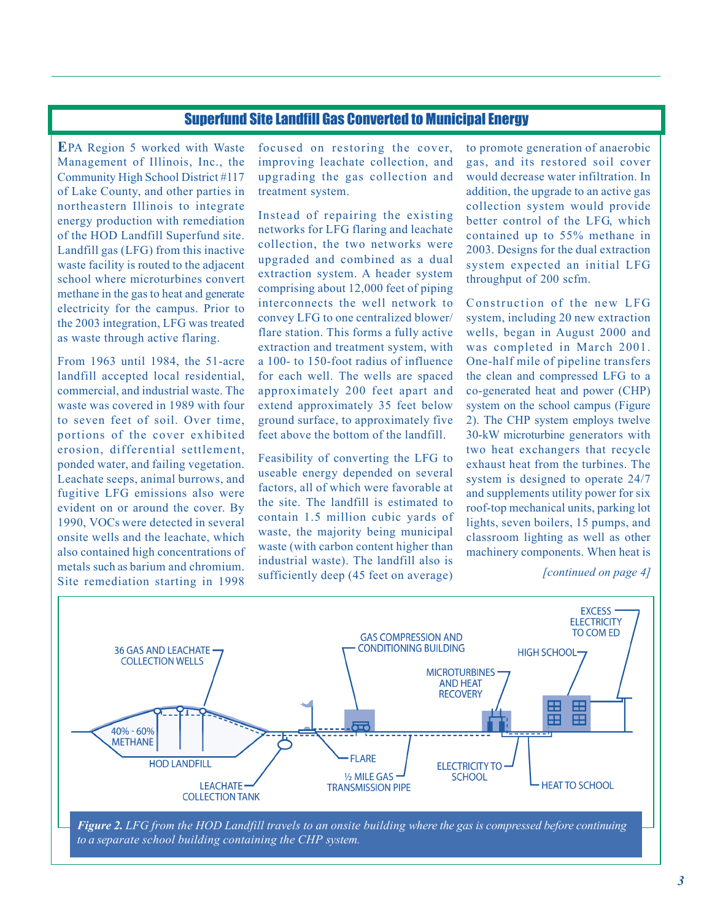## Superfund Site Landfill Gas Converted to Municipal Energy

EPA Region 5 worked with Waste Management of Illinois, Inc., the Community High School District #117 of Lake County, and other parties in northeastern Illinois to integrate energy production with remediation of the HOD Landfill Superfund site. Landfill gas (LFG) from this inactive waste facility is routed to the adjacent school where microturbines convert methane in the gas to heat and generate electricity for the campus. Prior to the 2003 integration, LFG was treated as waste through active flaring.

From 1963 until 1984, the 51-acre landfill accepted local residential, commercial, and industrial waste. The waste was covered in 1989 with four to seven feet of soil. Over time, portions of the cover exhibited erosion, differential settlement, ponded water, and failing vegetation. Leachate seeps, animal burrows, and fugitive LFG emissions also were evident on or around the cover. By 1990, VOCs were detected in several onsite wells and the leachate, which also contained high concentrations of metals such as barium and chromium. Site remediation starting in 1998 focused on restoring the cover, improving leachate collection, and upgrading the gas collection and treatment system.

Instead of repairing the existing networks for LFG flaring and leachate collection, the two networks were upgraded and combined as a dual extraction system. A header system comprising about 12,000 feet of piping interconnects the well network to convey LFG to one centralized blower/flare station. This forms a fully active extraction and treatment system, with a 100- to 150-foot radius of influence for each well. The wells are spaced approximately 200 feet apart and extend approximately 35 feet below ground surface, to approximately five feet above the bottom of the landfill.

Feasibility of converting the LFG to useable energy depended on several factors, all of which were favorable at the site. The landfill is estimated to contain 1.5 million cubic yards of waste, the majority being municipal waste (with carbon content higher than industrial waste). The landfill also is sufficiently deep (45 feet on average) to promote generation of anaerobic gas, and its restored soil cover would decrease water infiltration. In addition, the upgrade to an active gas collection system would provide better control of the LFG, which contained up to 55% methane in 2003. Designs for the dual extraction system expected an initial LFG throughput of 200 scfm.

Construction of the new LFG system, including 20 new extraction wells, began in August 2000 and was completed in March 2001. One-half mile of pipeline transfers the clean and compressed LFG to a co-generated heat and power (CHP) system on the school campus (Figure 2). The CHP system employs twelve 30-kW microturbine generators with two heat exchangers that recycle exhaust heat from the turbines. The system is designed to operate 24/7 and supplements utility power for six roof-top mechanical units, parking lot lights, seven boilers, 15 pumps, and classroom lighting as well as other machinery components. When heat is

*[continued on page 4]*

*Figure 2. LFG from the HOD Landfill travels to an onsite building where the gas is compressed before continuing to a separate school building containing the CHP system.*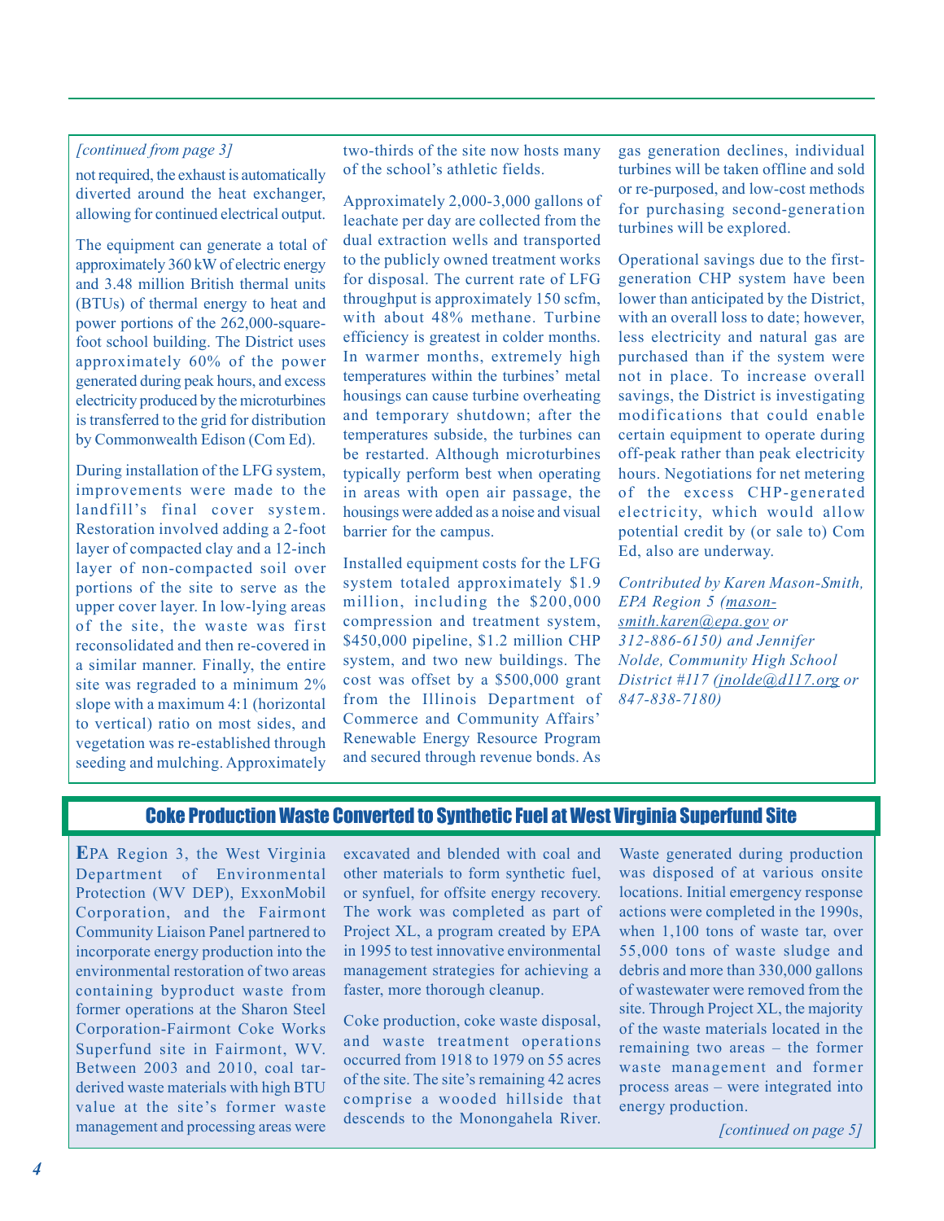*[continued from page 3]*

not required, the exhaust is automatically diverted around the heat exchanger, allowing for continued electrical output.

The equipment can generate a total of approximately 360 kW of electric energy and 3.48 million British thermal units (BTUs) of thermal energy to heat and power portions of the 262,000-square-foot school building. The District uses approximately 60% of the power generated during peak hours, and excess electricity produced by the microturbines is transferred to the grid for distribution by Commonwealth Edison (Com Ed).

During installation of the LFG system, improvements were made to the landfill's final cover system. Restoration involved adding a 2-foot layer of compacted clay and a 12-inch layer of non-compacted soil over portions of the site to serve as the upper cover layer. In low-lying areas of the site, the waste was first reconsolidated and then re-covered in a similar manner. Finally, the entire site was regraded to a minimum 2% slope with a maximum 4:1 (horizontal to vertical) ratio on most sides, and vegetation was re-established through seeding and mulching. Approximately two-thirds of the site now hosts many of the school's athletic fields.

Approximately 2,000-3,000 gallons of leachate per day are collected from the dual extraction wells and transported to the publicly owned treatment works for disposal. The current rate of LFG throughput is approximately 150 scfm, with about 48% methane. Turbine efficiency is greatest in colder months. In warmer months, extremely high temperatures within the turbines' metal housings can cause turbine overheating and temporary shutdown; after the temperatures subside, the turbines can be restarted. Although microturbines typically perform best when operating in areas with open air passage, the housings were added as a noise and visual barrier for the campus.

Installed equipment costs for the LFG system totaled approximately $1.9 million, including the $200,000 compression and treatment system, $450,000 pipeline, $1.2 million CHP system, and two new buildings. The cost was offset by a $500,000 grant from the Illinois Department of Commerce and Community Affairs' Renewable Energy Resource Program and secured through revenue bonds. As gas generation declines, individual turbines will be taken offline and sold or re-purposed, and low-cost methods for purchasing second-generation turbines will be explored.

Operational savings due to the first-generation CHP system have been lower than anticipated by the District, with an overall loss to date; however, less electricity and natural gas are purchased than if the system were not in place. To increase overall savings, the District is investigating modifications that could enable certain equipment to operate during off-peak rather than peak electricity hours. Negotiations for net metering of the excess CHP-generated electricity, which would allow potential credit by (or sale to) Com Ed, also are underway.

*Contributed by Karen Mason-Smith, EPA Region 5 (mason-smith.karen@epa.gov or 312-886-6150) and Jennifer Nolde, Community High School District #117 (jnolde@d117.org or 847-838-7180)*

## Coke Production Waste Converted to Synthetic Fuel at West Virginia Superfund Site

EPA Region 3, the West Virginia Department of Environmental Protection (WV DEP), ExxonMobil Corporation, and the Fairmont Community Liaison Panel partnered to incorporate energy production into the environmental restoration of two areas containing byproduct waste from former operations at the Sharon Steel Corporation-Fairmont Coke Works Superfund site in Fairmont, WV. Between 2003 and 2010, coal tar-derived waste materials with high BTU value at the site's former waste management and processing areas were excavated and blended with coal and other materials to form synthetic fuel, or synfuel, for offsite energy recovery. The work was completed as part of Project XL, a program created by EPA in 1995 to test innovative environmental management strategies for achieving a faster, more thorough cleanup.

Coke production, coke waste disposal, and waste treatment operations occurred from 1918 to 1979 on 55 acres of the site. The site's remaining 42 acres comprise a wooded hillside that descends to the Monongahela River. Waste generated during production was disposed of at various onsite locations. Initial emergency response actions were completed in the 1990s, when 1,100 tons of waste tar, over 55,000 tons of waste sludge and debris and more than 330,000 gallons of wastewater were removed from the site. Through Project XL, the majority of the waste materials located in the remaining two areas – the former waste management and former process areas – were integrated into energy production.

*[continued on page 5]*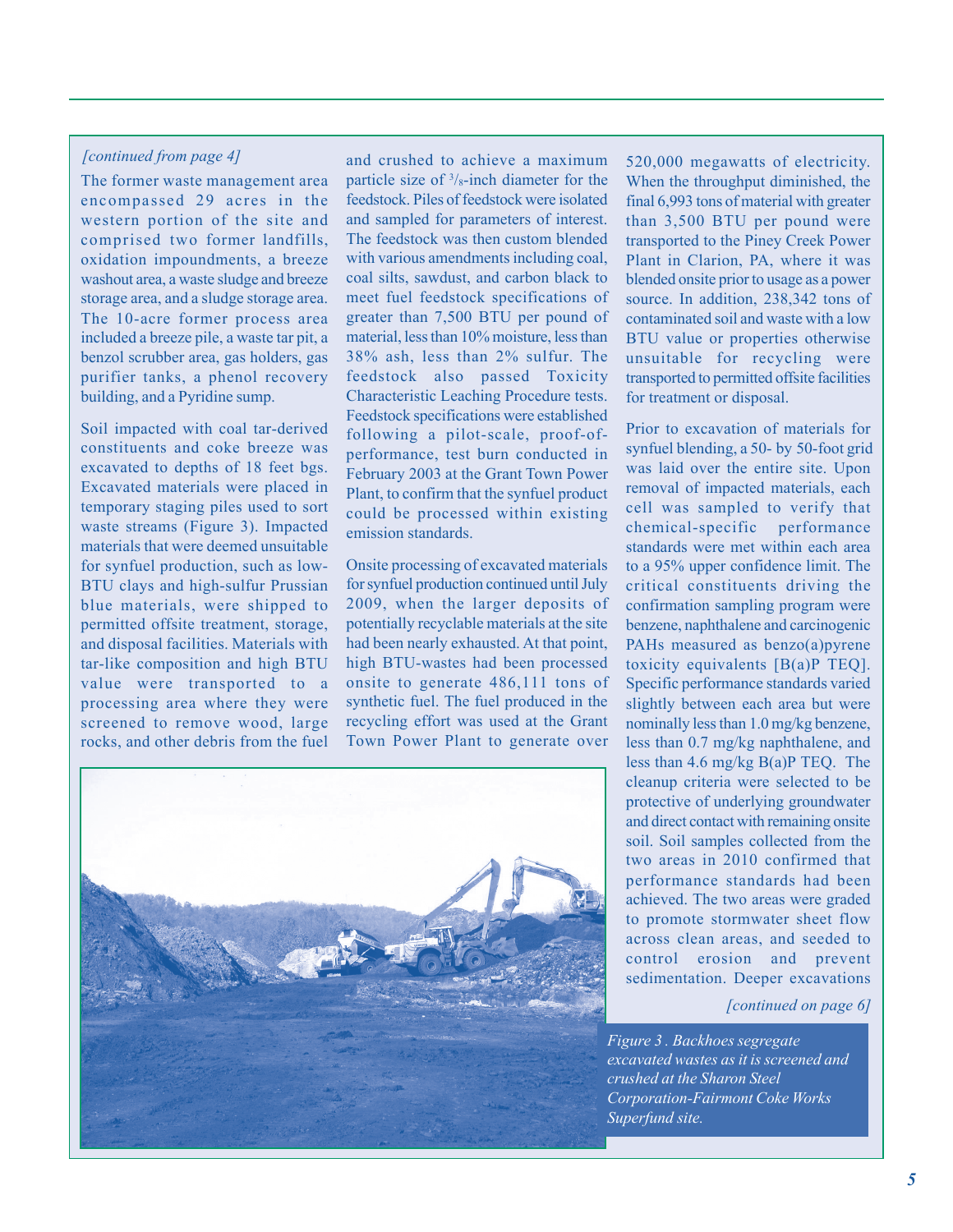*[continued from page 4]*

The former waste management area encompassed 29 acres in the western portion of the site and comprised two former landfills, oxidation impoundments, a breeze washout area, a waste sludge and breeze storage area, and a sludge storage area. The 10-acre former process area included a breeze pile, a waste tar pit, a benzol scrubber area, gas holders, gas purifier tanks, a phenol recovery building, and a Pyridine sump.

Soil impacted with coal tar-derived constituents and coke breeze was excavated to depths of 18 feet bgs. Excavated materials were placed in temporary staging piles used to sort waste streams (Figure 3). Impacted materials that were deemed unsuitable for synfuel production, such as low-BTU clays and high-sulfur Prussian blue materials, were shipped to permitted offsite treatment, storage, and disposal facilities. Materials with tar-like composition and high BTU value were transported to a processing area where they were screened to remove wood, large rocks, and other debris from the fuel and crushed to achieve a maximum particle size of $^{3}/_{8}$-inch diameter for the feedstock. Piles of feedstock were isolated and sampled for parameters of interest. The feedstock was then custom blended with various amendments including coal, coal silts, sawdust, and carbon black to meet fuel feedstock specifications of greater than 7,500 BTU per pound of material, less than 10% moisture, less than 38% ash, less than 2% sulfur. The feedstock also passed Toxicity Characteristic Leaching Procedure tests. Feedstock specifications were established following a pilot-scale, proof-of-performance, test burn conducted in February 2003 at the Grant Town Power Plant, to confirm that the synfuel product could be processed within existing emission standards.

Onsite processing of excavated materials for synfuel production continued until July 2009, when the larger deposits of potentially recyclable materials at the site had been nearly exhausted. At that point, high BTU-wastes had been processed onsite to generate 486,111 tons of synthetic fuel. The fuel produced in the recycling effort was used at the Grant Town Power Plant to generate over 520,000 megawatts of electricity. When the throughput diminished, the final 6,993 tons of material with greater than 3,500 BTU per pound were transported to the Piney Creek Power Plant in Clarion, PA, where it was blended onsite prior to usage as a power source. In addition, 238,342 tons of contaminated soil and waste with a low BTU value or properties otherwise unsuitable for recycling were transported to permitted offsite facilities for treatment or disposal.

Prior to excavation of materials for synfuel blending, a 50- by 50-foot grid was laid over the entire site. Upon removal of impacted materials, each cell was sampled to verify that chemical-specific performance standards were met within each area to a 95% upper confidence limit. The critical constituents driving the confirmation sampling program were benzene, naphthalene and carcinogenic PAHs measured as benzo(a)pyrene toxicity equivalents [B(a)P TEQ]. Specific performance standards varied slightly between each area but were nominally less than 1.0 mg/kg benzene, less than 0.7 mg/kg naphthalene, and less than 4.6 mg/kg B(a)P TEQ. The cleanup criteria were selected to be protective of underlying groundwater and direct contact with remaining onsite soil. Soil samples collected from the two areas in 2010 confirmed that performance standards had been achieved. The two areas were graded to promote stormwater sheet flow across clean areas, and seeded to control erosion and prevent sedimentation. Deeper excavations

*[continued on page 6]*

*Figure 3 . Backhoes segregate excavated wastes as it is screened and crushed at the Sharon Steel Corporation-Fairmont Coke Works Superfund site.*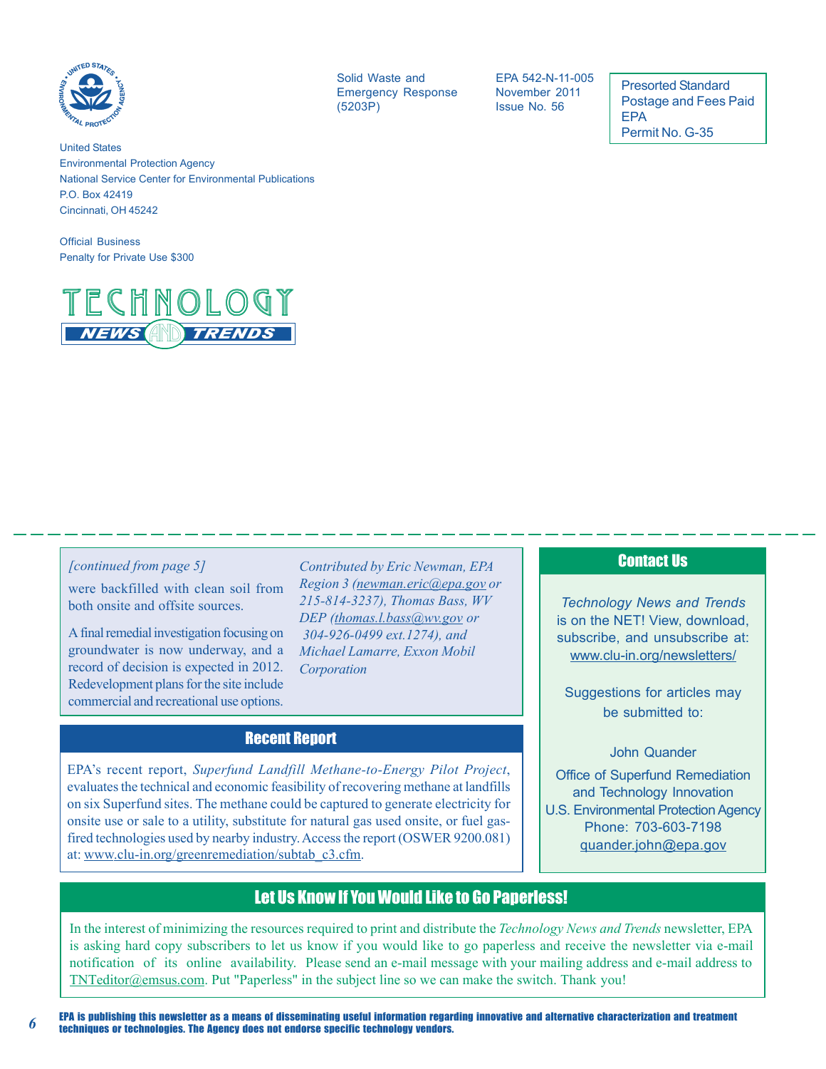Solid Waste and Emergency Response (5203P)

EPA 542-N-11-005
November 2011
Issue No. 56

Presorted Standard
Postage and Fees Paid
EPA
Permit No. G-35

United States
Environmental Protection Agency
National Service Center for Environmental Publications
P.O. Box 42419
Cincinnati, OH 45242

Official Business
Penalty for Private Use $300

# TECHNOLOGY NEWS AND TRENDS

*[continued from page 5]*

were backfilled with clean soil from both onsite and offsite sources.

A final remedial investigation focusing on groundwater is now underway, and a record of decision is expected in 2012. Redevelopment plans for the site include commercial and recreational use options.

*Contributed by Eric Newman, EPA Region 3 (newman.eric@epa.gov or 215-814-3237), Thomas Bass, WV DEP (thomas.l.bass@wv.gov or 304-926-0499 ext.1274), and Michael Lamarre, Exxon Mobil Corporation*

## Recent Report

EPA's recent report, *Superfund Landfill Methane-to-Energy Pilot Project*, evaluates the technical and economic feasibility of recovering methane at landfills on six Superfund sites. The methane could be captured to generate electricity for onsite use or sale to a utility, substitute for natural gas used onsite, or fuel gas-fired technologies used by nearby industry. Access the report (OSWER 9200.081) at: www.clu-in.org/greenremediation/subtab_c3.cfm.

## Contact Us

*Technology News and Trends* is on the NET! View, download, subscribe, and unsubscribe at: www.clu-in.org/newsletters/

Suggestions for articles may be submitted to:

John Quander
Office of Superfund Remediation and Technology Innovation
U.S. Environmental Protection Agency
Phone: 703-603-7198
quander.john@epa.gov

## Let Us Know If You Would Like to Go Paperless!

In the interest of minimizing the resources required to print and distribute the *Technology News and Trends* newsletter, EPA is asking hard copy subscribers to let us know if you would like to go paperless and receive the newsletter via e-mail notification of its online availability. Please send an e-mail message with your mailing address and e-mail address to TNTeditor@emsus.com. Put "Paperless" in the subject line so we can make the switch. Thank you!

**EPA is publishing this newsletter as a means of disseminating useful information regarding innovative and alternative characterization and treatment techniques or technologies. The Agency does not endorse specific technology vendors.**